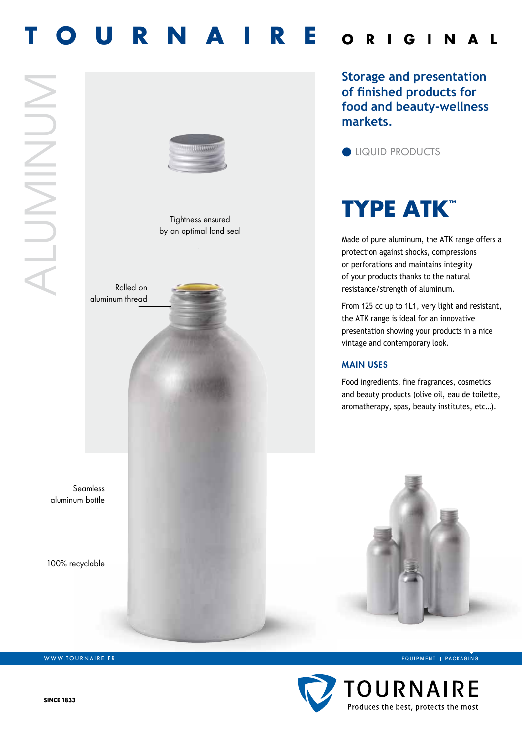# TOURNAIRE ORIGINAL

ALUMINUM

Tightness ensured by an optimal land seal

Rolled on aluminum thread

Seamless aluminum bottle

100% recyclable

## Storage and presentation of finished products for food and beauty-wellness markets.

● LIQUID PRODUCTS

# TYPE ATK™

Made of pure aluminum, the ATK range offers a protection against shocks, compressions or perforations and maintains integrity of your products thanks to the natural resistance/strength of aluminum.

From 125 cc up to 1L1, very light and resistant, the ATK range is ideal for an innovative presentation showing your products in a nice vintage and contemporary look.

### MAIN USES

Food ingredients, fine fragrances, cosmetics and beauty products (olive oil, eau de toilette, aromatherapy, spas, beauty institutes, etc…).

WWW.TOURNAIRE.FR

EQUIPMENT | PACKAGING

SINCE 1833

TOURNAIRE

Produces the best, protects the most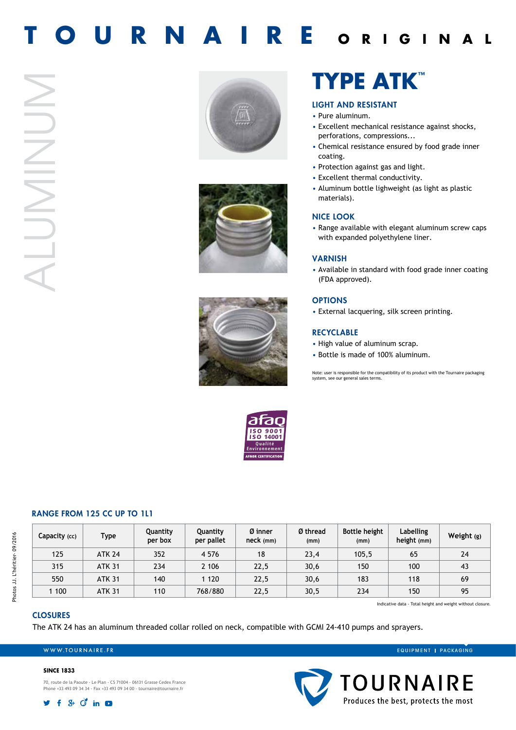# TOURNAIRE ORIGINAL

ALUMINUM

## TYPE ATK™

### LIGHT AND RESISTANT

- Pure aluminum.
- Excellent mechanical resistance against shocks, perforations, compressions...
- Chemical resistance ensured by food grade inner coating.
- Protection against gas and light.
- Excellent thermal conductivity.
- Aluminum bottle lighweight (as light as plastic materials).

### NICE LOOK

- Range available with elegant aluminum screw caps with expanded polyethylene liner.

### VARNISH

- Available in standard with food grade inner coating (FDA approved).

### OPTIONS

- External lacquering, silk screen printing.

### RECYCLABLE

- High value of aluminum scrap.
- Bottle is made of 100% aluminum.

Note: user is responsible for the compatibility of its product with the Tournaire packaging system, see our general sales terms.

afaq ISO 9001 ISO 14001 Qualité Environnement AFNOR CERTIFICATION

### RANGE FROM 125 CC UP TO 1L1

| Capacity (cc) | Type | Quantity per box | Quantity per pallet | Ø inner neck (mm) | Ø thread (mm) | Bottle height (mm) | Labelling height (mm) | Weight (g) |
|---|---|---|---|---|---|---|---|---|
| 125 | ATK 24 | 352 | 4 576 | 18 | 23,4 | 105,5 | 65 | 24 |
| 315 | ATK 31 | 234 | 2 106 | 22,5 | 30,6 | 150 | 100 | 43 |
| 550 | ATK 31 | 140 | 1 120 | 22,5 | 30,6 | 183 | 118 | 69 |
| 1 100 | ATK 31 | 110 | 768/880 | 22,5 | 30,5 | 234 | 150 | 95 |

Indicative data - Total height and weight without closure.

### CLOSURES

The ATK 24 has an aluminum threaded collar rolled on neck, compatible with GCMI 24-410 pumps and sprayers.

Photos JJ. L'héritier- 09/2016

WWW.TOURNAIRE.FR

EQUIPMENT | PACKAGING

**SINCE 1833**

70, route de la Paoute - Le Plan - CS 71004 - 06131 Grasse Cedex France
Phone +33 493 09 34 34 - Fax +33 493 09 34 00 - tournaire@tournaire.fr

TOURNAIRE
Produces the best, protects the most